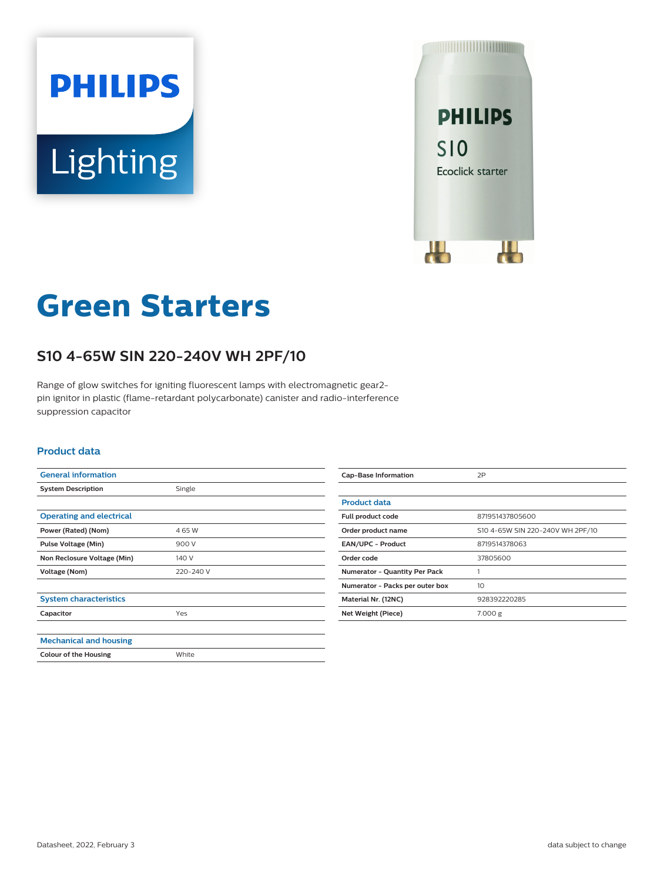# Green Starters

## S10 4-65W SIN 220-240V WH 2PF/10

Range of glow switches for igniting fluorescent lamps with electromagnetic gear2-pin ignitor in plastic (flame-retardant polycarbonate) canister and radio-interference suppression capacitor

### Product data

| General information | |
|---|---|
| System Description | Single |

| Operating and electrical | |
|---|---|
| Power (Rated) (Nom) | 4 65 W |
| Pulse Voltage (Min) | 900 V |
| Non Reclosure Voltage (Min) | 140 V |
| Voltage (Nom) | 220-240 V |

| System characteristics | |
|---|---|
| Capacitor | Yes |

| Mechanical and housing | |
|---|---|
| Colour of the Housing | White |

| Cap-Base Information | 2P |
|---|---|

| Product data | |
|---|---|
| Full product code | 871951437805600 |
| Order product name | S10 4-65W SIN 220-240V WH 2PF/10 |
| EAN/UPC - Product | 8719514378063 |
| Order code | 37805600 |
| Numerator - Quantity Per Pack | 1 |
| Numerator - Packs per outer box | 10 |
| Material Nr. (12NC) | 928392220285 |
| Net Weight (Piece) | 7.000 g |

Datasheet, 2022, February 3

data subject to change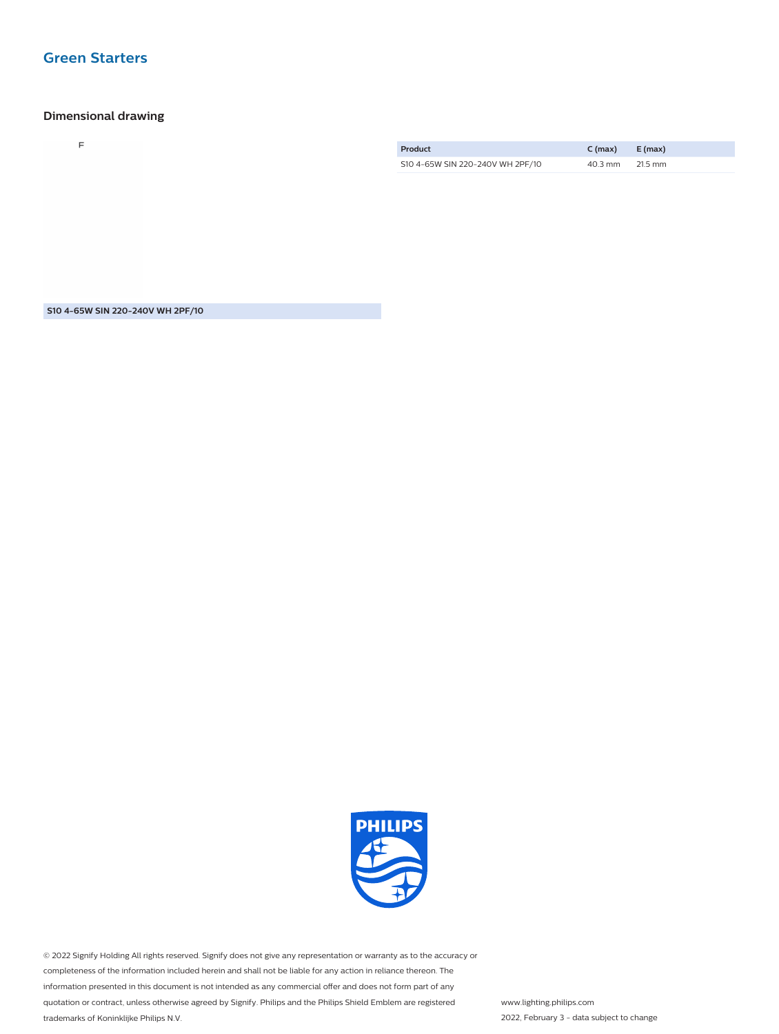## Green Starters

### Dimensional drawing

F

S10 4-65W SIN 220-240V WH 2PF/10

| Product | C (max) | E (max) |
|---|---|---|
| S10 4-65W SIN 220-240V WH 2PF/10 | 40.3 mm | 21.5 mm |

© 2022 Signify Holding All rights reserved. Signify does not give any representation or warranty as to the accuracy or completeness of the information included herein and shall not be liable for any action in reliance thereon. The information presented in this document is not intended as any commercial offer and does not form part of any quotation or contract, unless otherwise agreed by Signify. Philips and the Philips Shield Emblem are registered trademarks of Koninklijke Philips N.V.

www.lighting.philips.com

2022, February 3 - data subject to change